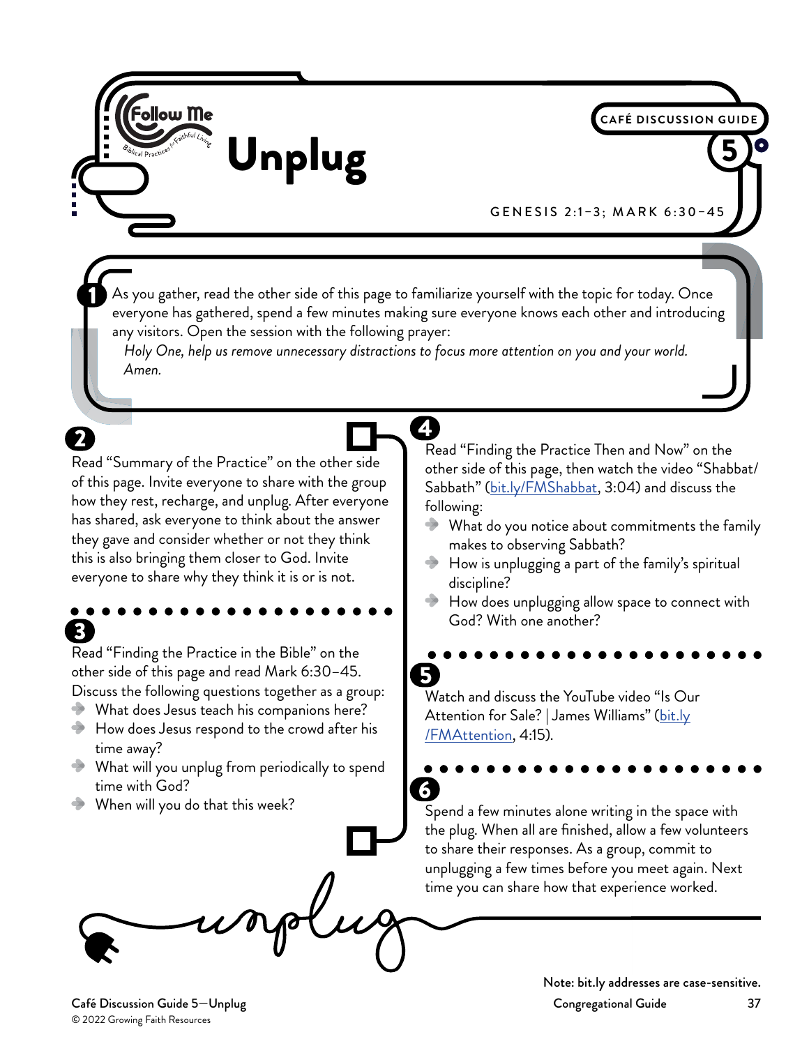Follow Me — Biblical Practices for Faithful Living

CAFÉ DISCUSSION GUIDE 5

# Unplug

GENESIS 2:1–3; MARK 6:30–45

**1** As you gather, read the other side of this page to familiarize yourself with the topic for today. Once everyone has gathered, spend a few minutes making sure everyone knows each other and introducing any visitors. Open the session with the following prayer:

*Holy One, help us remove unnecessary distractions to focus more attention on you and your world. Amen.*

**2** Read "Summary of the Practice" on the other side of this page. Invite everyone to share with the group how they rest, recharge, and unplug. After everyone has shared, ask everyone to think about the answer they gave and consider whether or not they think this is also bringing them closer to God. Invite everyone to share why they think it is or is not.

**3** Read "Finding the Practice in the Bible" on the other side of this page and read Mark 6:30–45. Discuss the following questions together as a group:

- What does Jesus teach his companions here?
- How does Jesus respond to the crowd after his time away?
- What will you unplug from periodically to spend time with God?
- When will you do that this week?

**4** Read "Finding the Practice Then and Now" on the other side of this page, then watch the video "Shabbat/Sabbath" (bit.ly/FMShabbat, 3:04) and discuss the following:

- What do you notice about commitments the family makes to observing Sabbath?
- How is unplugging a part of the family's spiritual discipline?
- How does unplugging allow space to connect with God? With one another?

**5** Watch and discuss the YouTube video "Is Our Attention for Sale? | James Williams" (bit.ly/FMAttention, 4:15).

**6** Spend a few minutes alone writing in the space with the plug. When all are finished, allow a few volunteers to share their responses. As a group, commit to unplugging a few times before you meet again. Next time you can share how that experience worked.

unplug

Note: bit.ly addresses are case-sensitive.

Café Discussion Guide 5—Unplug
© 2022 Growing Faith Resources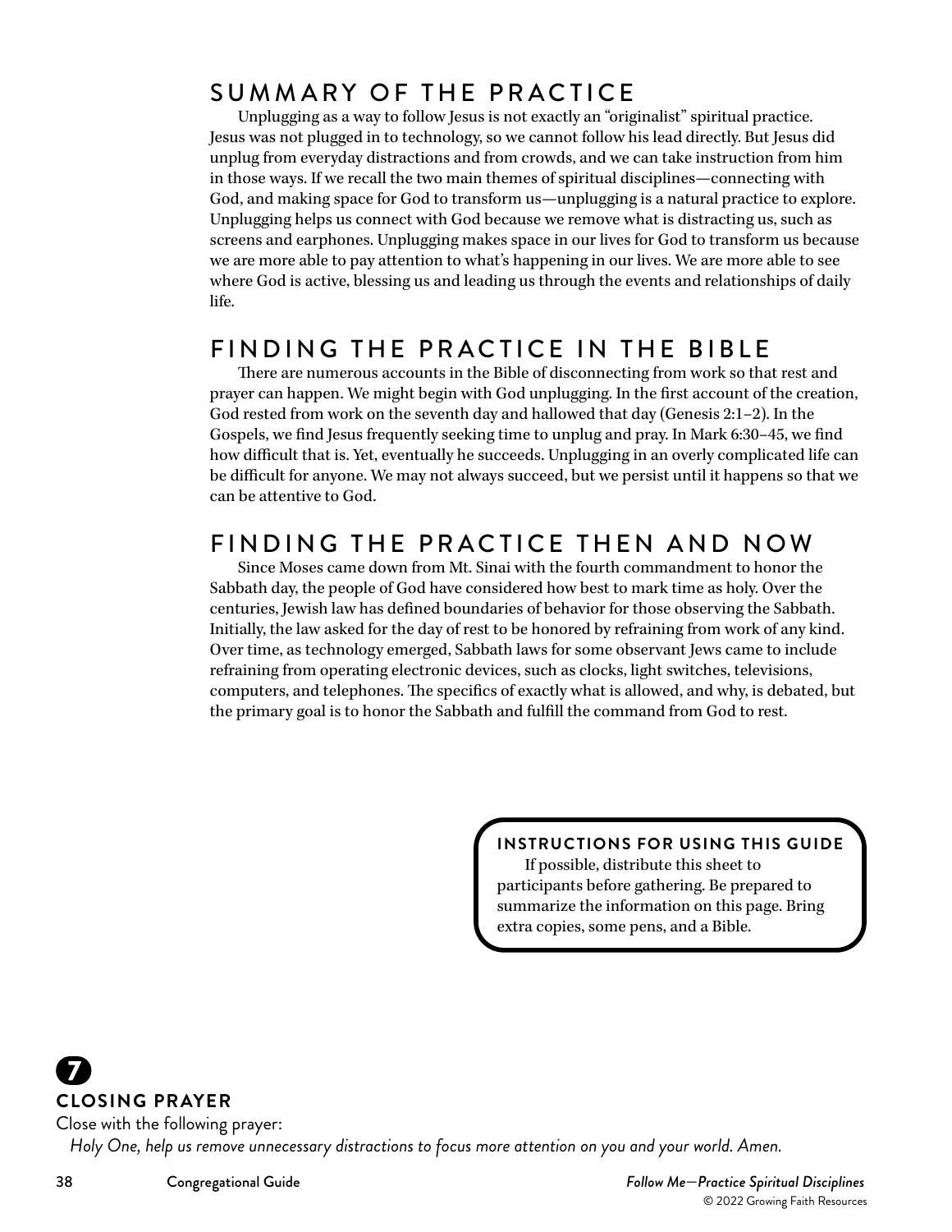## SUMMARY OF THE PRACTICE

Unplugging as a way to follow Jesus is not exactly an "originalist" spiritual practice. Jesus was not plugged in to technology, so we cannot follow his lead directly. But Jesus did unplug from everyday distractions and from crowds, and we can take instruction from him in those ways. If we recall the two main themes of spiritual disciplines—connecting with God, and making space for God to transform us—unplugging is a natural practice to explore. Unplugging helps us connect with God because we remove what is distracting us, such as screens and earphones. Unplugging makes space in our lives for God to transform us because we are more able to pay attention to what's happening in our lives. We are more able to see where God is active, blessing us and leading us through the events and relationships of daily life.

## FINDING THE PRACTICE IN THE BIBLE

There are numerous accounts in the Bible of disconnecting from work so that rest and prayer can happen. We might begin with God unplugging. In the first account of the creation, God rested from work on the seventh day and hallowed that day (Genesis 2:1–2). In the Gospels, we find Jesus frequently seeking time to unplug and pray. In Mark 6:30–45, we find how difficult that is. Yet, eventually he succeeds. Unplugging in an overly complicated life can be difficult for anyone. We may not always succeed, but we persist until it happens so that we can be attentive to God.

## FINDING THE PRACTICE THEN AND NOW

Since Moses came down from Mt. Sinai with the fourth commandment to honor the Sabbath day, the people of God have considered how best to mark time as holy. Over the centuries, Jewish law has defined boundaries of behavior for those observing the Sabbath. Initially, the law asked for the day of rest to be honored by refraining from work of any kind. Over time, as technology emerged, Sabbath laws for some observant Jews came to include refraining from operating electronic devices, such as clocks, light switches, televisions, computers, and telephones. The specifics of exactly what is allowed, and why, is debated, but the primary goal is to honor the Sabbath and fulfill the command from God to rest.

**INSTRUCTIONS FOR USING THIS GUIDE**

If possible, distribute this sheet to participants before gathering. Be prepared to summarize the information on this page. Bring extra copies, some pens, and a Bible.

**7**

**CLOSING PRAYER**

Close with the following prayer:

*Holy One, help us remove unnecessary distractions to focus more attention on you and your world. Amen.*